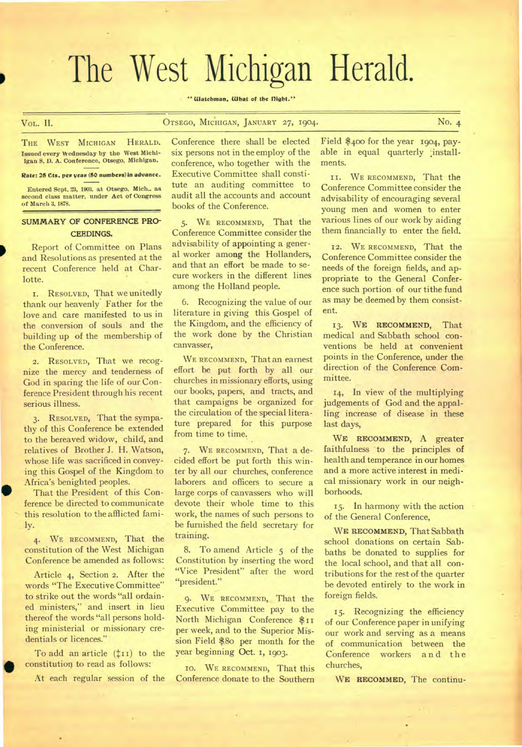# The West Michigan Herald.

"Watchman, What of the Night."

VOL. II. OTSEGO, MICHIGAN, JANUARY 27, 1904. No. 4

THE WEST MICHIGAN HERALD. Issued every Wednesday by the West Michigan S. D. A. Conference, Otsego, Michigan.

Rate: 25 Cts. per year (50 numbers) in advance.

Entered Sept. 23, 1903. at Otsego. Mich., as second class matter, under Act of Congress of March 3, 1878.

## SUMMARY OF CONFERENCE PROCEEDINGS.

Report of Committee on Plans and Resolutions as presented at the recent Conference held at Charlotte.

1. RESOLVED, That we unitedly thank our heavenly Father for the love and care manifested to us in the conversion of souls and the building up of the membership of the Conference.

2. RESOLVED, That we recognize the mercy and tenderness of God in sparing the life of our Conference President through his recent serious illness.

3. RESOLVED, That the sympathy of this Conference be extended to the bereaved widow, child, and relatives of Brother J. H. Watson, whose life was sacrificed in conveying this Gospel of the Kingdom to Africa's benighted peoples.

That the President of this Conference be directed to communicate this resolution to the afflicted family.

4. WE RECOMMEND, That the constitution of the West Michigan Conference be amended as follows:

Article 4, Section 2. After the words "The Executive Committee" to strike out the words "all ordained ministers," and insert in lieu thereof the words "all persons holding ministerial or missionary credentials or licences."

To add an article (‡11) to the constitution to read as follows:

At each regular session of the Conference there shall be elected six persons not in the employ of the conference, who together with the Executive Committee shall constitute an auditing committee to audit all the accounts and account books of the Conference.

5. WE RECOMMEND, That the Conference Committee consider the advisability of appointing a general worker among the Hollanders, and that an effort be made to secure workers in the different lines among the Holland people.

6. Recognizing the value of our literature in giving this Gospel of the Kingdom, and the efficiency of the work done by the Christian canvasser,

WE RECOMMEND, That an earnest effort be put forth by all our churches in missionary efforts, using our books, papers, and tracts, and that campaigns be organized for the circulation of the special literature prepared for this purpose from time to time.

7. WE RECOMMEND, That a decided effort be put forth this winter by all our churches, conference laborers and officers to secure a large corps of canvassers who will devote their whole time to this work, the names of such persons to be furnished the field secretary for training.

8. To amend Article 5 of the Constitution by inserting the word "Vice President" after the word "president."

9. WE RECOMMEND, That the Executive Committee pay to the North Michigan Conference $11 per week, and to the Superior Mission Field $80 per month for the year beginning Oct. 1, 1903.

10. WE RECOMMEND, That this Conference donate to the Southern Field $400 for the year 1904, payable in equal quarterly installments.

11. WE RECOMMEND, That the Conference Committee consider the advisability of encouraging several young men and women to enter various lines of our work by aiding them financially to enter the field.

12. WE RECOMMEND, That the Conference Committee consider the needs of the foreign fields, and appropriate to the General Conference such portion of our tithe fund as may be deemed by them consistent.

13. WE RECOMMEND, That medical and Sabbath school conventions be held at convenient points in the Conference, under the direction of the Conference Committee.

14, In view of the multiplying judgements of God and the appalling increase of disease in these last days,

WE RECOMMEND, A greater faithfulness to the principles of health and temperance in our homes and a more active interest in medical missionary work in our neighborhoods.

15. In harmony with the action of the General Conference,

WE RECOMMEND, That Sabbath school donations on certain Sabbaths be donated to supplies for the local school, and that all contributions for the rest of the quarter be devoted entirely to the work in foreign fields.

15. Recognizing the efficiency of our Conference paper in unifying our work and serving as a means of communication between the Conference workers and the churches,

WE RECOMMED, The continu-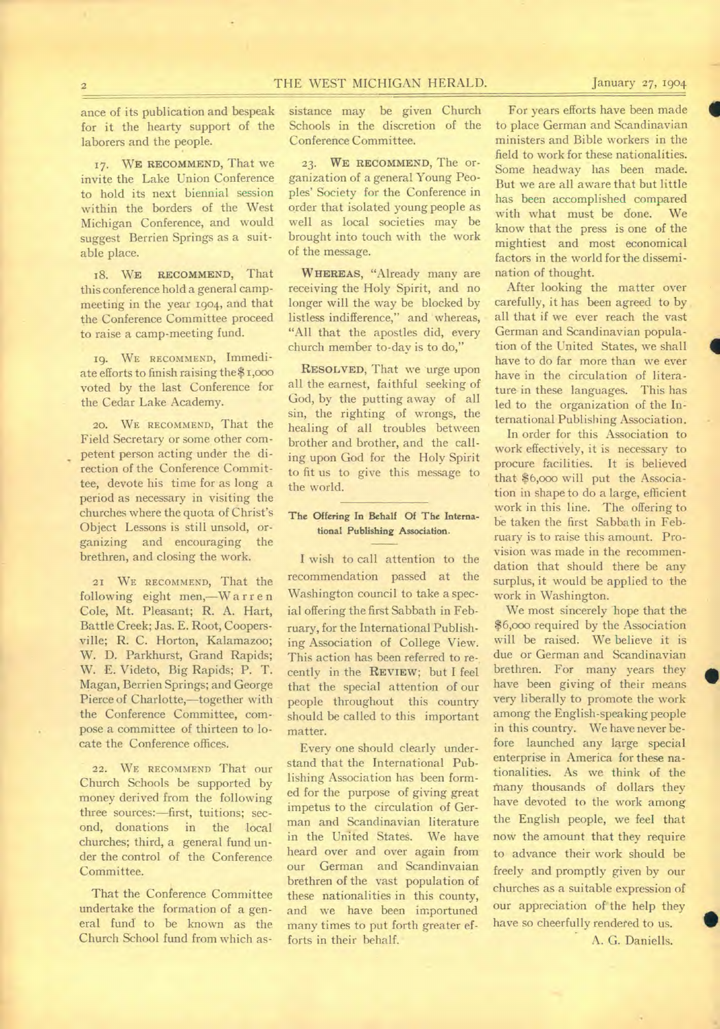ance of its publication and bespeak for it the hearty support of the laborers and the people.

17. **WE RECOMMEND**, That we invite the Lake Union Conference to hold its next biennial session within the borders of the West Michigan Conference, and would suggest Berrien Springs as a suitable place.

18. **WE RECOMMEND**, That this conference hold a general campmeeting in the year 1904, and that the Conference Committee proceed to raise a camp-meeting fund.

19. WE RECOMMEND, Immediate efforts to finish raising the $1,000 voted by the last Conference for the Cedar Lake Academy.

20. WE RECOMMEND, That the Field Secretary or some other competent person acting under the direction of the Conference Committee, devote his time for as long a period as necessary in visiting the churches where the quota of Christ's Object Lessons is still unsold, organizing and encouraging the brethren, and closing the work.

21 WE RECOMMEND, That the following eight men,—Warren Cole, Mt. Pleasant; R. A. Hart, Battle Creek; Jas. E. Root, Coopersville; R. C. Horton, Kalamazoo; W. D. Parkhurst, Grand Rapids; W. E. Videto, Big Rapids; P. T. Magan, Berrien Springs; and George Pierce of Charlotte,—together with the Conference Committee, compose a committee of thirteen to locate the Conference offices.

22. WE RECOMMEND That our Church Schools be supported by money derived from the following three sources:—first, tuitions; second, donations in the local churches; third, a general fund under the control of the Conference Committee.

That the Conference Committee undertake the formation of a general fund to be known as the Church School fund from which assistance may be given Church Schools in the discretion of the Conference Committee.

23. **WE RECOMMEND**, The organization of a general Young Peoples' Society for the Conference in order that isolated young people as well as local societies may be brought into touch with the work of the message.

**WHEREAS**, "Already many are receiving the Holy Spirit, and no longer will the way be blocked by listless indifference," and whereas, "All that the apostles did, every church member to-day is to do,"

**RESOLVED**, That we urge upon all the earnest, faithful seeking of God, by the putting away of all sin, the righting of wrongs, the healing of all troubles between brother and brother, and the calling upon God for the Holy Spirit to fit us to give this message to the world.

### The Offering In Behalf Of The International Publishing Association.

I wish to call attention to the recommendation passed at the Washington council to take a special offering the first Sabbath in February, for the International Publishing Association of College View. This action has been referred to recently in the REVIEW; but I feel that the special attention of our people throughout this country should be called to this important matter.

Every one should clearly understand that the International Publishing Association has been formed for the purpose of giving great impetus to the circulation of German and Scandinavian literature in the United States. We have heard over and over again from our German and Scandinvaian brethren of the vast population of these nationalities in this county, and we have been importuned many times to put forth greater efforts in their behalf.

For years efforts have been made to place German and Scandinavian ministers and Bible workers in the field to work for these nationalities. Some headway has been made. But we are all aware that but little has been accomplished compared with what must be done. We know that the press is one of the mightiest and most economical factors in the world for the dissemination of thought.

After looking the matter over carefully, it has been agreed to by all that if we ever reach the vast German and Scandinavian population of the United States, we shall have to do far more than we ever have in the circulation of literature in these languages. This has led to the organization of the International Publishing Association.

In order for this Association to work effectively, it is necessary to procure facilities. It is believed that $6,000 will put the Association in shape to do a large, efficient work in this line. The offering to be taken the first Sabbath in February is to raise this amount. Provision was made in the recommendation that should there be any surplus, it would be applied to the work in Washington.

We most sincerely hope that the $6,000 required by the Association will be raised. We believe it is due or German and Scandinavian brethren. For many years they have been giving of their means very liberally to promote the work among the English-speaking people in this country. We have never before launched any large special enterprise in America for these nationalities. As we think of the many thousands of dollars they have devoted to the work among the English people, we feel that now the amount that they require to advance their work should be freely and promptly given by our churches as a suitable expression of our appreciation of the help they have so cheerfully rendered to us.

A. G. Daniells.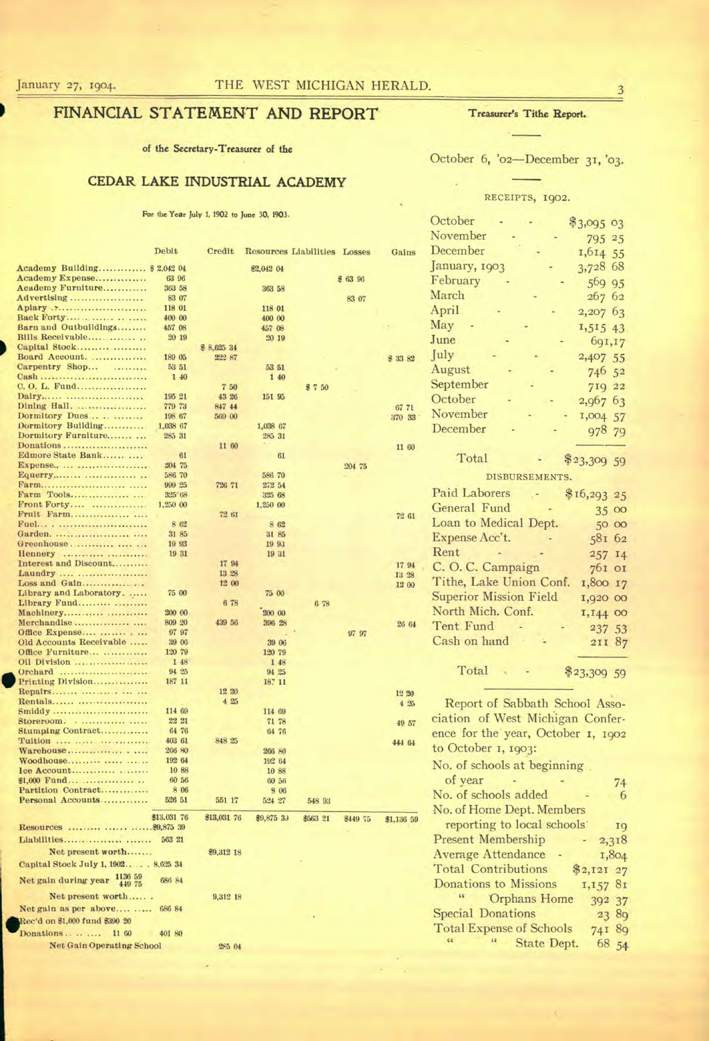# FINANCIAL STATEMENT AND REPORT

of the Secretary-Treasurer of the

## CEDAR LAKE INDUSTRIAL ACADEMY

For the Year July 1, 1902 to June 30, 1903.

| | Debit | Credit | Resources | Liabilities | Losses | Gains |
|---|---|---|---|---|---|---|
| Academy Building | $ 2,042 04 | | $2,042 04 | | | |
| Academy Expense | 63 96 | | | | $ 63 96 | |
| Academy Furniture | 363 58 | | 363 58 | | | |
| Advertising | 83 07 | | | | 83 07 | |
| Apiary | 118 01 | | 118 01 | | | |
| Back Forty | 400 00 | | 400 00 | | | |
| Barn and Outbuildings | 457 08 | | 457 08 | | | |
| Bills Receivable | 20 19 | | 20 19 | | | |
| Capital Stock | | $ 8,625 34 | | | | |
| Board Account | 189 05 | 222 87 | | | | $ 33 82 |
| Carpentry Shop | 53 51 | | 53 51 | | | |
| Cash | 1 40 | | 1 40 | | | |
| C. O. L. Fund | | 7 50 | | $ 7 50 | | |
| Dairy | 195 21 | 43 26 | 151 95 | | | |
| Dining Hall | 779 73 | 847 44 | | | | 67 71 |
| Dormitory Dues | 198 67 | 569 00 | | | | 370 33 |
| Dormitory Building | 1,038 67 | | 1,038 67 | | | |
| Dormitory Furniture | 285 31 | | 285 31 | | | |
| Donations | | 11 60 | | | | 11 60 |
| Edmore State Bank | 61 | | 61 | | | |
| Expense | 204 75 | | | | 204 75 | |
| Equerry | 586 70 | | 586 70 | | | |
| Farm | 999 25 | 726 71 | 272 54 | | | |
| Farm Tools | 325 68 | | 325 68 | | | |
| Front Forty | 1,250 00 | | 1,250 00 | | | |
| Fruit Farm | | 72 61 | | | | 72 61 |
| Fuel | 8 62 | | 8 62 | | | |
| Garden | 31 85 | | 31 85 | | | |
| Greenhouse | 19 93 | | 19 93 | | | |
| Hennery | 19 31 | | 19 31 | | | |
| Interest and Discount | | 17 94 | | | | 17 94 |
| Laundry | | 13 28 | | | | 13 28 |
| Loss and Gain | | 12 00 | | | | 12 00 |
| Library and Laboratory | 75 00 | | 75 00 | | | |
| Library Fund | | 6 78 | | 6 78 | | |
| Machinery | 200 00 | | 200 00 | | | |
| Merchandise | 809 20 | 439 56 | 396 28 | | | 26 64 |
| Office Expense | 97 97 | | | | 97 97 | |
| Old Accounts Receivable | 39 06 | | 39 06 | | | |
| Office Furniture | 120 79 | | 120 79 | | | |
| Oil Division | 1 48 | | 1 48 | | | |
| Orchard | 94 25 | | 94 25 | | | |
| Printing Division | 187 11 | | 187 11 | | | |
| Repairs | | 12 20 | | | | 12 20 |
| Rentals | | 4 25 | | | | 4 25 |
| Smiddy | 114 69 | | 114 69 | | | |
| Storeroom | 22 21 | | 71 78 | | | 49 57 |
| Stumping Contract | 64 76 | | 64 76 | | | |
| Tuition | 403 61 | 848 25 | | | | 444 64 |
| Warehouse | 266 80 | | 266 80 | | | |
| Woodhouse | 192 64 | | 192 64 | | | |
| Ice Account | 10 88 | | 10 88 | | | |
| $1,000 Fund | 60 56 | | 60 56 | | | |
| Partition Contract | 8 06 | | 8 06 | | | |
| Personal Accounts | 526 51 | 551 17 | 524 27 | 548 93 | | |
| | $13,031 76 | $13,031 76 | $9,875 39 | $563 21 | $449 75 | $1,136 59 |

| | | |
|---|---|---|
| Resources | $9,875 39 | |
| Liabilities | 563 21 | |
| Net present worth | | $9,312 18 |
| Capital Stock July 1, 1902 | 8,625 34 | |
| Net gain during year 1136 59 / 449 75 | 686 84 | |
| Net present worth | | 9,312 18 |
| Net gain as per above | 686 84 | |
| Rec'd on $1,000 fund $390 20 | | |
| Donations 11 60 | 401 80 | |
| Net Gain Operating School | | 285 04 |

**Treasurer's Tithe Report.**

October 6, '02—December 31, '03.

RECEIPTS, 1902.

| | |
|---|---|
| October | $3,095 03 |
| November | 795 25 |
| December | 1,614 55 |
| January, 1903 | 3,728 68 |
| February | 569 95 |
| March | 267 62 |
| April | 2,207 63 |
| May | 1,515 43 |
| June | 691,17 |
| July | 2,407 55 |
| August | 746 52 |
| September | 719 22 |
| October | 2,967 63 |
| November | 1,004 57 |
| December | 978 79 |
| Total | $23,309 59 |

DISBURSEMENTS.

| | |
|---|---|
| Paid Laborers | $16,293 25 |
| General Fund | 35 00 |
| Loan to Medical Dept. | 50 00 |
| Expense Acc't. | 581 62 |
| Rent | 257 14 |
| C. O. C. Campaign | 761 01 |
| Tithe, Lake Union Conf. | 1,800 17 |
| Superior Mission Field | 1,920 00 |
| North Mich. Conf. | 1,144 00 |
| Tent Fund | 237 53 |
| Cash on hand | 211 87 |
| Total | $23,309 59 |

Report of Sabbath School Association of West Michigan Conference for the year, October 1, 1902 to October 1, 1903:

| | |
|---|---|
| No. of schools at beginning of year | 74 |
| No. of schools added | 6 |
| No. of Home Dept. Members reporting to local schools | 19 |
| Present Membership | 2,318 |
| Average Attendance | 1,804 |
| Total Contributions | $2,121 27 |
| Donations to Missions | 1,157 81 |
| " Orphans Home | 392 37 |
| Special Donations | 23 89 |
| Total Expense of Schools | 741 89 |
| " " State Dept. | 68 54 |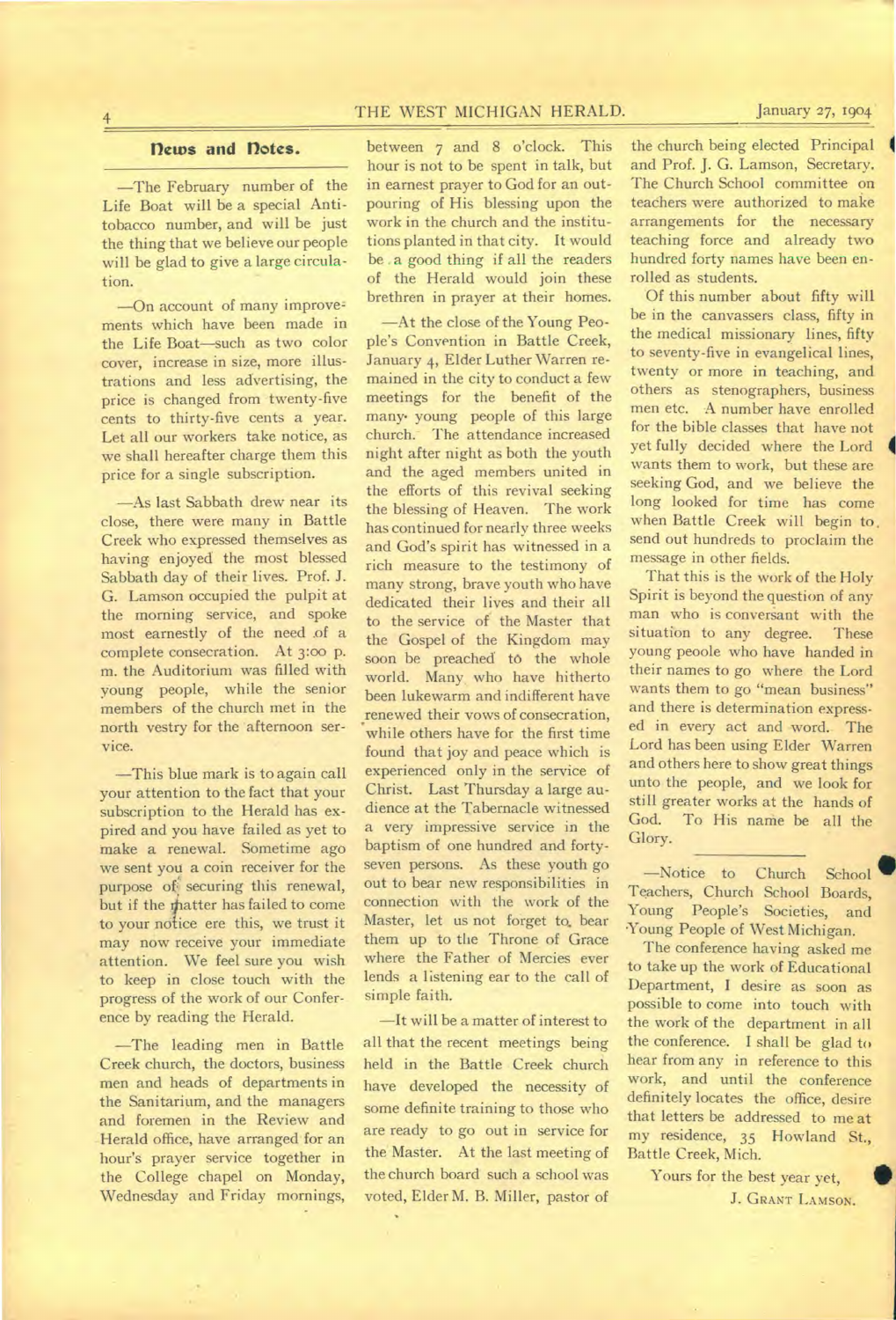## News and Notes.

—The February number of the Life Boat will be a special Anti-tobacco number, and will be just the thing that we believe our people will be glad to give a large circulation.

—On account of many improvements which have been made in the Life Boat—such as two color cover, increase in size, more illustrations and less advertising, the price is changed from twenty-five cents to thirty-five cents a year. Let all our workers take notice, as we shall hereafter charge them this price for a single subscription.

—As last Sabbath drew near its close, there were many in Battle Creek who expressed themselves as having enjoyed the most blessed Sabbath day of their lives. Prof. J. G. Lamson occupied the pulpit at the morning service, and spoke most earnestly of the need of a complete consecration. At 3:00 p. m. the Auditorium was filled with young people, while the senior members of the church met in the north vestry for the afternoon service.

—This blue mark is to again call your attention to the fact that your subscription to the Herald has expired and you have failed as yet to make a renewal. Sometime ago we sent you a coin receiver for the purpose of securing this renewal, but if the matter has failed to come to your notice ere this, we trust it may now receive your immediate attention. We feel sure you wish to keep in close touch with the progress of the work of our Conference by reading the Herald.

—The leading men in Battle Creek church, the doctors, business men and heads of departments in the Sanitarium, and the managers and foremen in the Review and Herald office, have arranged for an hour's prayer service together in the College chapel on Monday, Wednesday and Friday mornings, between 7 and 8 o'clock. This hour is not to be spent in talk, but in earnest prayer to God for an outpouring of His blessing upon the work in the church and the institutions planted in that city. It would be a good thing if all the readers of the Herald would join these brethren in prayer at their homes.

—At the close of the Young People's Convention in Battle Creek, January 4, Elder Luther Warren remained in the city to conduct a few meetings for the benefit of the many young people of this large church. The attendance increased night after night as both the youth and the aged members united in the efforts of this revival seeking the blessing of Heaven. The work has continued for nearly three weeks and God's spirit has witnessed in a rich measure to the testimony of many strong, brave youth who have dedicated their lives and their all to the service of the Master that the Gospel of the Kingdom may soon be preached to the whole world. Many who have hitherto been lukewarm and indifferent have renewed their vows of consecration, while others have for the first time found that joy and peace which is experienced only in the service of Christ. Last Thursday a large audience at the Tabernacle witnessed a very impressive service in the baptism of one hundred and forty-seven persons. As these youth go out to bear new responsibilities in connection with the work of the Master, let us not forget to bear them up to the Throne of Grace where the Father of Mercies ever lends a listening ear to the call of simple faith.

—It will be a matter of interest to all that the recent meetings being held in the Battle Creek church have developed the necessity of some definite training to those who are ready to go out in service for the Master. At the last meeting of the church board such a school was voted, Elder M. B. Miller, pastor of the church being elected Principal and Prof. J. G. Lamson, Secretary. The Church School committee on teachers were authorized to make arrangements for the necessary teaching force and already two hundred forty names have been enrolled as students.

Of this number about fifty will be in the canvassers class, fifty in the medical missionary lines, fifty to seventy-five in evangelical lines, twenty or more in teaching, and others as stenographers, business men etc. A number have enrolled for the bible classes that have not yet fully decided where the Lord wants them to work, but these are seeking God, and we believe the long looked for time has come when Battle Creek will begin to send out hundreds to proclaim the message in other fields.

That this is the work of the Holy Spirit is beyond the question of any man who is conversant with the situation to any degree. These young peoole who have handed in their names to go where the Lord wants them to go "mean business" and there is determination expressed in every act and word. The Lord has been using Elder Warren and others here to show great things unto the people, and we look for still greater works at the hands of God. To His name be all the Glory.

—Notice to Church School Teachers, Church School Boards, Young People's Societies, and Young People of West Michigan.

The conference having asked me to take up the work of Educational Department, I desire as soon as possible to come into touch with the work of the department in all the conference. I shall be glad to hear from any in reference to this work, and until the conference definitely locates the office, desire that letters be addressed to me at my residence, 35 Howland St., Battle Creek, Mich.

Yours for the best year yet,

J. GRANT LAMSON.